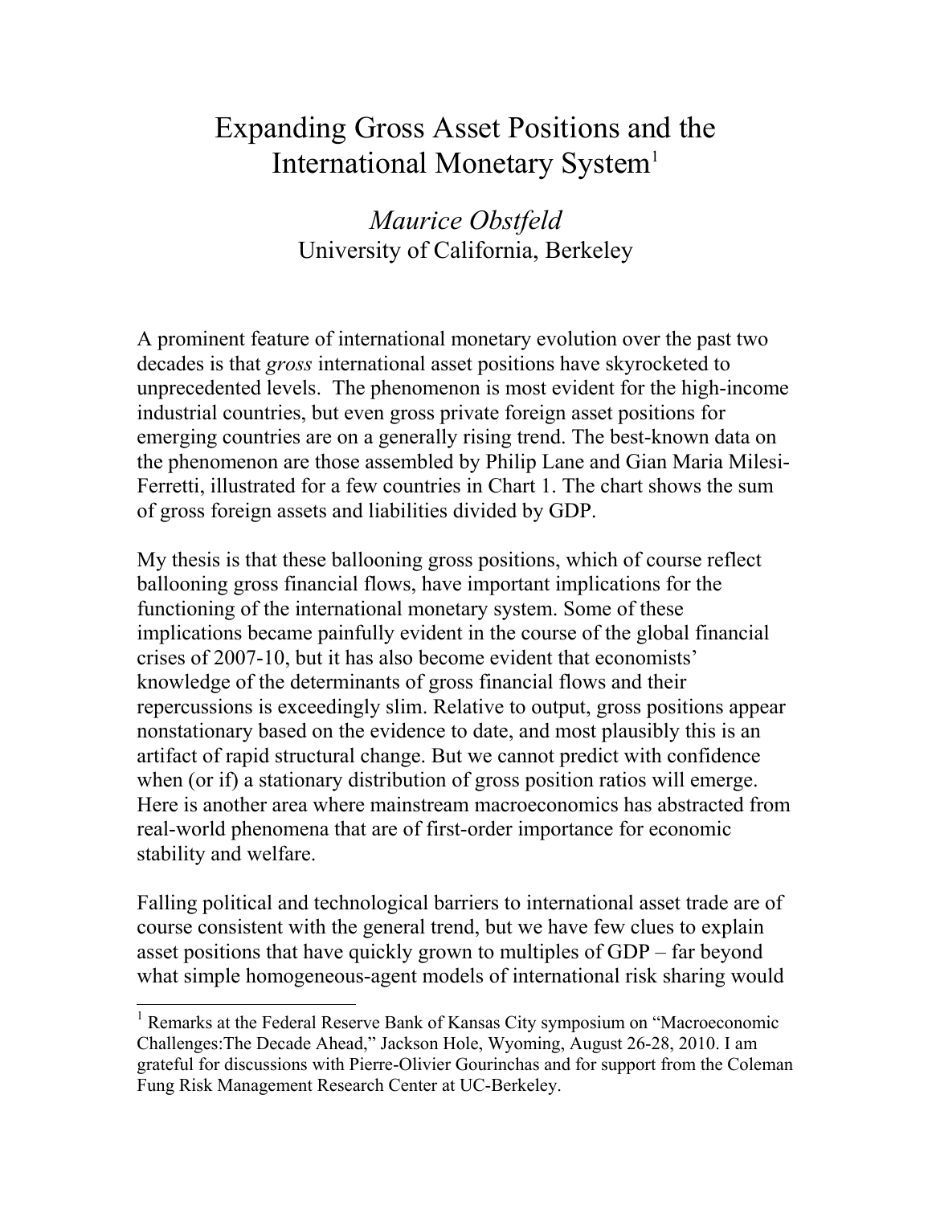# Expanding Gross Asset Positions and the International Monetary System[1]

*Maurice Obstfeld*
University of California, Berkeley

A prominent feature of international monetary evolution over the past two decades is that *gross* international asset positions have skyrocketed to unprecedented levels. The phenomenon is most evident for the high-income industrial countries, but even gross private foreign asset positions for emerging countries are on a generally rising trend. The best-known data on the phenomenon are those assembled by Philip Lane and Gian Maria Milesi-Ferretti, illustrated for a few countries in Chart 1. The chart shows the sum of gross foreign assets and liabilities divided by GDP.

My thesis is that these ballooning gross positions, which of course reflect ballooning gross financial flows, have important implications for the functioning of the international monetary system. Some of these implications became painfully evident in the course of the global financial crises of 2007-10, but it has also become evident that economists' knowledge of the determinants of gross financial flows and their repercussions is exceedingly slim. Relative to output, gross positions appear nonstationary based on the evidence to date, and most plausibly this is an artifact of rapid structural change. But we cannot predict with confidence when (or if) a stationary distribution of gross position ratios will emerge. Here is another area where mainstream macroeconomics has abstracted from real-world phenomena that are of first-order importance for economic stability and welfare.

Falling political and technological barriers to international asset trade are of course consistent with the general trend, but we have few clues to explain asset positions that have quickly grown to multiples of GDP – far beyond what simple homogeneous-agent models of international risk sharing would

[1] Remarks at the Federal Reserve Bank of Kansas City symposium on "Macroeconomic Challenges:The Decade Ahead," Jackson Hole, Wyoming, August 26-28, 2010. I am grateful for discussions with Pierre-Olivier Gourinchas and for support from the Coleman Fung Risk Management Research Center at UC-Berkeley.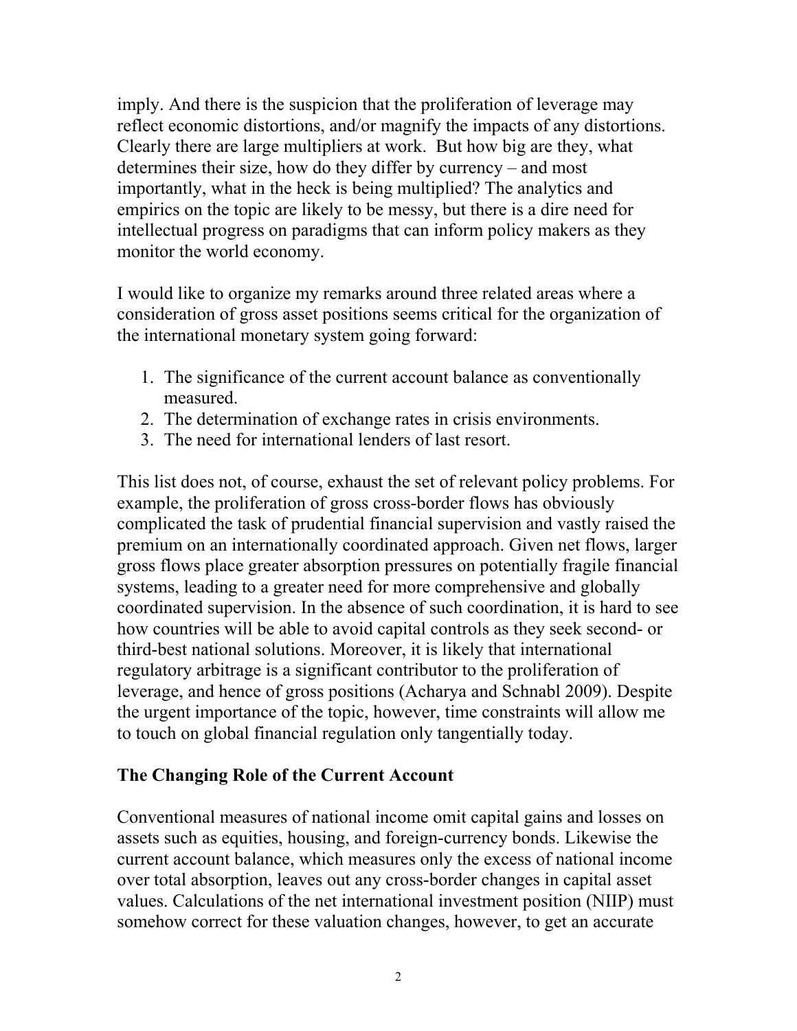imply. And there is the suspicion that the proliferation of leverage may reflect economic distortions, and/or magnify the impacts of any distortions. Clearly there are large multipliers at work. But how big are they, what determines their size, how do they differ by currency – and most importantly, what in the heck is being multiplied? The analytics and empirics on the topic are likely to be messy, but there is a dire need for intellectual progress on paradigms that can inform policy makers as they monitor the world economy.

I would like to organize my remarks around three related areas where a consideration of gross asset positions seems critical for the organization of the international monetary system going forward:

1. The significance of the current account balance as conventionally measured.
2. The determination of exchange rates in crisis environments.
3. The need for international lenders of last resort.

This list does not, of course, exhaust the set of relevant policy problems. For example, the proliferation of gross cross-border flows has obviously complicated the task of prudential financial supervision and vastly raised the premium on an internationally coordinated approach. Given net flows, larger gross flows place greater absorption pressures on potentially fragile financial systems, leading to a greater need for more comprehensive and globally coordinated supervision. In the absence of such coordination, it is hard to see how countries will be able to avoid capital controls as they seek second- or third-best national solutions. Moreover, it is likely that international regulatory arbitrage is a significant contributor to the proliferation of leverage, and hence of gross positions (Acharya and Schnabl 2009). Despite the urgent importance of the topic, however, time constraints will allow me to touch on global financial regulation only tangentially today.

## The Changing Role of the Current Account

Conventional measures of national income omit capital gains and losses on assets such as equities, housing, and foreign-currency bonds. Likewise the current account balance, which measures only the excess of national income over total absorption, leaves out any cross-border changes in capital asset values. Calculations of the net international investment position (NIIP) must somehow correct for these valuation changes, however, to get an accurate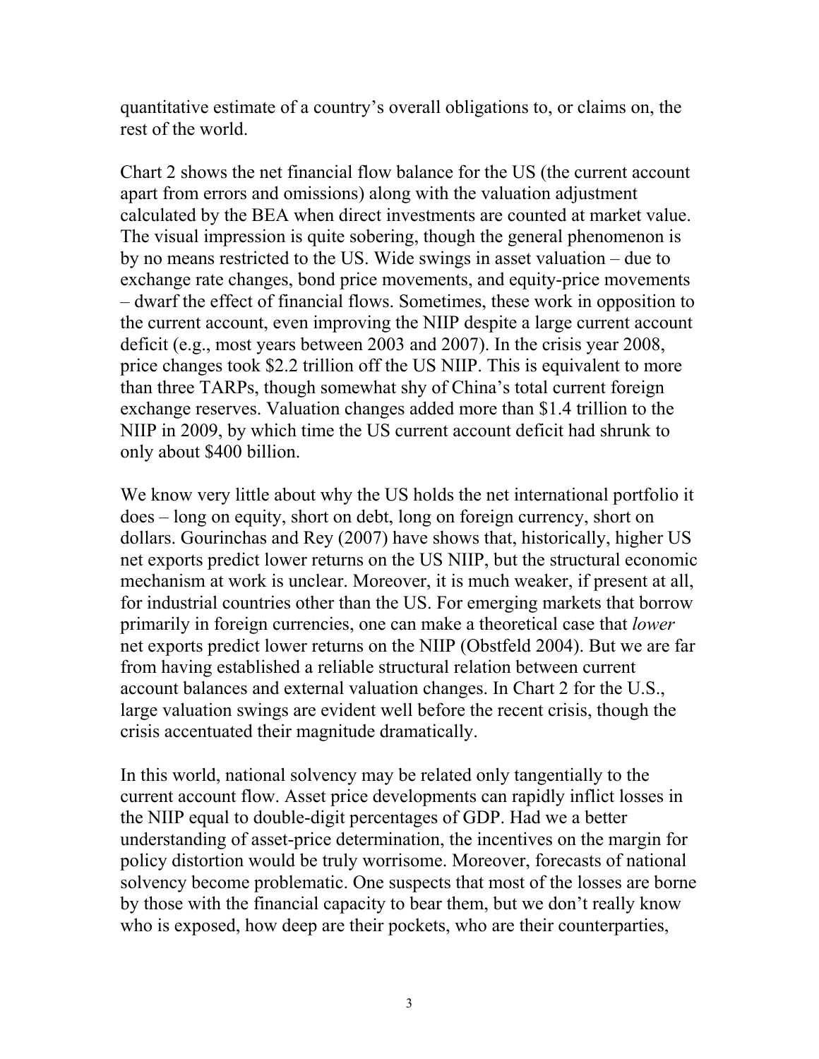quantitative estimate of a country's overall obligations to, or claims on, the rest of the world.

Chart 2 shows the net financial flow balance for the US (the current account apart from errors and omissions) along with the valuation adjustment calculated by the BEA when direct investments are counted at market value. The visual impression is quite sobering, though the general phenomenon is by no means restricted to the US. Wide swings in asset valuation – due to exchange rate changes, bond price movements, and equity-price movements – dwarf the effect of financial flows. Sometimes, these work in opposition to the current account, even improving the NIIP despite a large current account deficit (e.g., most years between 2003 and 2007). In the crisis year 2008, price changes took $2.2 trillion off the US NIIP. This is equivalent to more than three TARPs, though somewhat shy of China's total current foreign exchange reserves. Valuation changes added more than $1.4 trillion to the NIIP in 2009, by which time the US current account deficit had shrunk to only about $400 billion.

We know very little about why the US holds the net international portfolio it does – long on equity, short on debt, long on foreign currency, short on dollars. Gourinchas and Rey (2007) have shows that, historically, higher US net exports predict lower returns on the US NIIP, but the structural economic mechanism at work is unclear. Moreover, it is much weaker, if present at all, for industrial countries other than the US. For emerging markets that borrow primarily in foreign currencies, one can make a theoretical case that *lower* net exports predict lower returns on the NIIP (Obstfeld 2004). But we are far from having established a reliable structural relation between current account balances and external valuation changes. In Chart 2 for the U.S., large valuation swings are evident well before the recent crisis, though the crisis accentuated their magnitude dramatically.

In this world, national solvency may be related only tangentially to the current account flow. Asset price developments can rapidly inflict losses in the NIIP equal to double-digit percentages of GDP. Had we a better understanding of asset-price determination, the incentives on the margin for policy distortion would be truly worrisome. Moreover, forecasts of national solvency become problematic. One suspects that most of the losses are borne by those with the financial capacity to bear them, but we don't really know who is exposed, how deep are their pockets, who are their counterparties,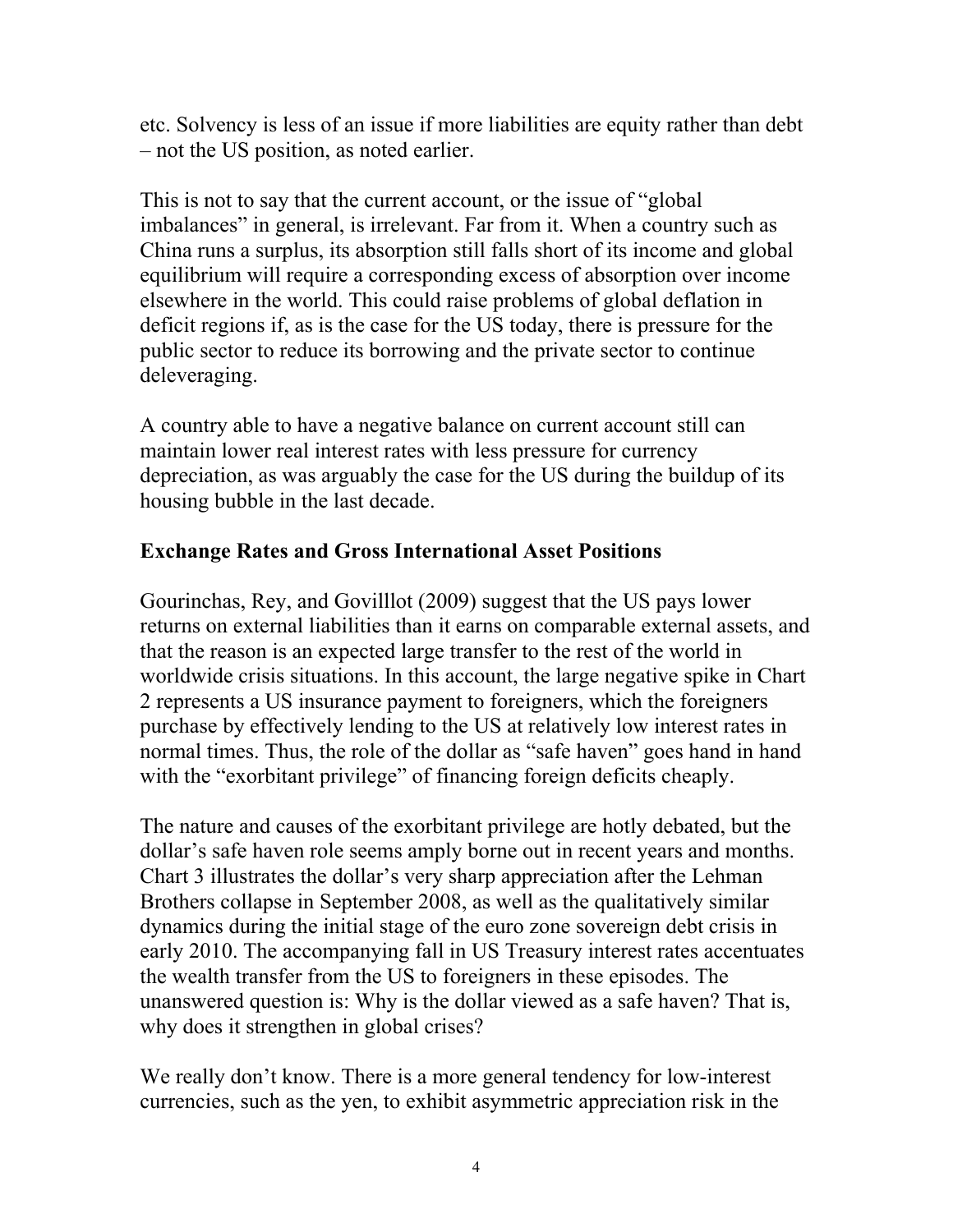etc. Solvency is less of an issue if more liabilities are equity rather than debt – not the US position, as noted earlier.

This is not to say that the current account, or the issue of "global imbalances" in general, is irrelevant. Far from it. When a country such as China runs a surplus, its absorption still falls short of its income and global equilibrium will require a corresponding excess of absorption over income elsewhere in the world. This could raise problems of global deflation in deficit regions if, as is the case for the US today, there is pressure for the public sector to reduce its borrowing and the private sector to continue deleveraging.

A country able to have a negative balance on current account still can maintain lower real interest rates with less pressure for currency depreciation, as was arguably the case for the US during the buildup of its housing bubble in the last decade.

## Exchange Rates and Gross International Asset Positions

Gourinchas, Rey, and Govilllot (2009) suggest that the US pays lower returns on external liabilities than it earns on comparable external assets, and that the reason is an expected large transfer to the rest of the world in worldwide crisis situations. In this account, the large negative spike in Chart 2 represents a US insurance payment to foreigners, which the foreigners purchase by effectively lending to the US at relatively low interest rates in normal times. Thus, the role of the dollar as "safe haven" goes hand in hand with the "exorbitant privilege" of financing foreign deficits cheaply.

The nature and causes of the exorbitant privilege are hotly debated, but the dollar's safe haven role seems amply borne out in recent years and months. Chart 3 illustrates the dollar's very sharp appreciation after the Lehman Brothers collapse in September 2008, as well as the qualitatively similar dynamics during the initial stage of the euro zone sovereign debt crisis in early 2010. The accompanying fall in US Treasury interest rates accentuates the wealth transfer from the US to foreigners in these episodes. The unanswered question is: Why is the dollar viewed as a safe haven? That is, why does it strengthen in global crises?

We really don't know. There is a more general tendency for low-interest currencies, such as the yen, to exhibit asymmetric appreciation risk in the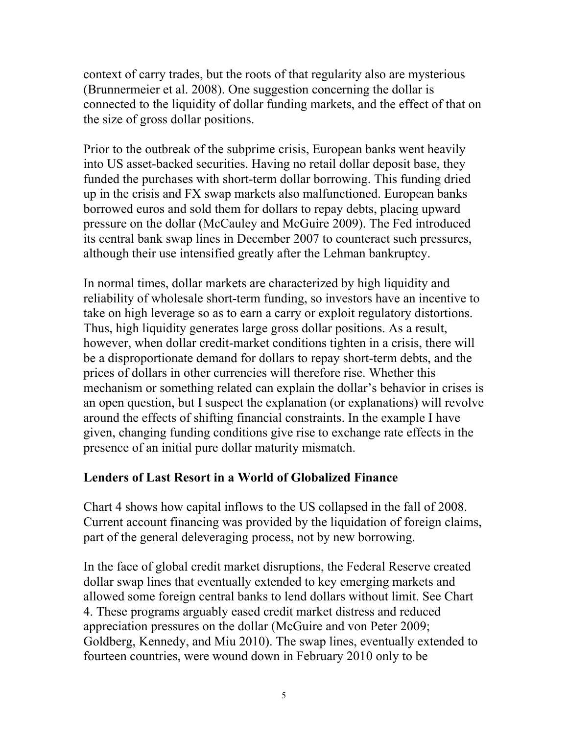context of carry trades, but the roots of that regularity also are mysterious (Brunnermeier et al. 2008). One suggestion concerning the dollar is connected to the liquidity of dollar funding markets, and the effect of that on the size of gross dollar positions.

Prior to the outbreak of the subprime crisis, European banks went heavily into US asset-backed securities. Having no retail dollar deposit base, they funded the purchases with short-term dollar borrowing. This funding dried up in the crisis and FX swap markets also malfunctioned. European banks borrowed euros and sold them for dollars to repay debts, placing upward pressure on the dollar (McCauley and McGuire 2009). The Fed introduced its central bank swap lines in December 2007 to counteract such pressures, although their use intensified greatly after the Lehman bankruptcy.

In normal times, dollar markets are characterized by high liquidity and reliability of wholesale short-term funding, so investors have an incentive to take on high leverage so as to earn a carry or exploit regulatory distortions. Thus, high liquidity generates large gross dollar positions. As a result, however, when dollar credit-market conditions tighten in a crisis, there will be a disproportionate demand for dollars to repay short-term debts, and the prices of dollars in other currencies will therefore rise. Whether this mechanism or something related can explain the dollar's behavior in crises is an open question, but I suspect the explanation (or explanations) will revolve around the effects of shifting financial constraints. In the example I have given, changing funding conditions give rise to exchange rate effects in the presence of an initial pure dollar maturity mismatch.

## Lenders of Last Resort in a World of Globalized Finance

Chart 4 shows how capital inflows to the US collapsed in the fall of 2008. Current account financing was provided by the liquidation of foreign claims, part of the general deleveraging process, not by new borrowing.

In the face of global credit market disruptions, the Federal Reserve created dollar swap lines that eventually extended to key emerging markets and allowed some foreign central banks to lend dollars without limit. See Chart 4. These programs arguably eased credit market distress and reduced appreciation pressures on the dollar (McGuire and von Peter 2009; Goldberg, Kennedy, and Miu 2010). The swap lines, eventually extended to fourteen countries, were wound down in February 2010 only to be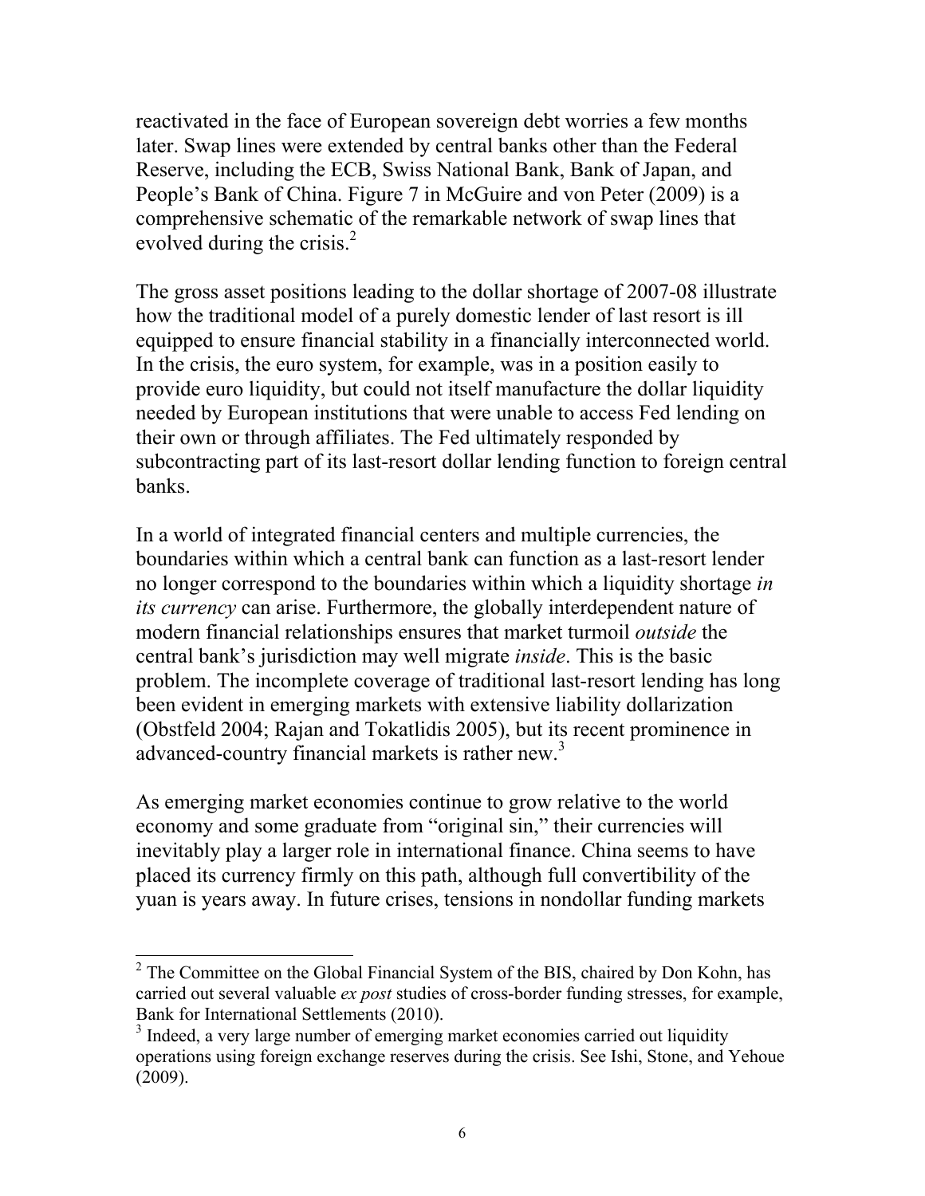reactivated in the face of European sovereign debt worries a few months later. Swap lines were extended by central banks other than the Federal Reserve, including the ECB, Swiss National Bank, Bank of Japan, and People's Bank of China. Figure 7 in McGuire and von Peter (2009) is a comprehensive schematic of the remarkable network of swap lines that evolved during the crisis.[2]

The gross asset positions leading to the dollar shortage of 2007-08 illustrate how the traditional model of a purely domestic lender of last resort is ill equipped to ensure financial stability in a financially interconnected world. In the crisis, the euro system, for example, was in a position easily to provide euro liquidity, but could not itself manufacture the dollar liquidity needed by European institutions that were unable to access Fed lending on their own or through affiliates. The Fed ultimately responded by subcontracting part of its last-resort dollar lending function to foreign central banks.

In a world of integrated financial centers and multiple currencies, the boundaries within which a central bank can function as a last-resort lender no longer correspond to the boundaries within which a liquidity shortage *in its currency* can arise. Furthermore, the globally interdependent nature of modern financial relationships ensures that market turmoil *outside* the central bank's jurisdiction may well migrate *inside*. This is the basic problem. The incomplete coverage of traditional last-resort lending has long been evident in emerging markets with extensive liability dollarization (Obstfeld 2004; Rajan and Tokatlidis 2005), but its recent prominence in advanced-country financial markets is rather new.[3]

As emerging market economies continue to grow relative to the world economy and some graduate from "original sin," their currencies will inevitably play a larger role in international finance. China seems to have placed its currency firmly on this path, although full convertibility of the yuan is years away. In future crises, tensions in nondollar funding markets

---

[2] The Committee on the Global Financial System of the BIS, chaired by Don Kohn, has carried out several valuable *ex post* studies of cross-border funding stresses, for example, Bank for International Settlements (2010).

[3] Indeed, a very large number of emerging market economies carried out liquidity operations using foreign exchange reserves during the crisis. See Ishi, Stone, and Yehoue (2009).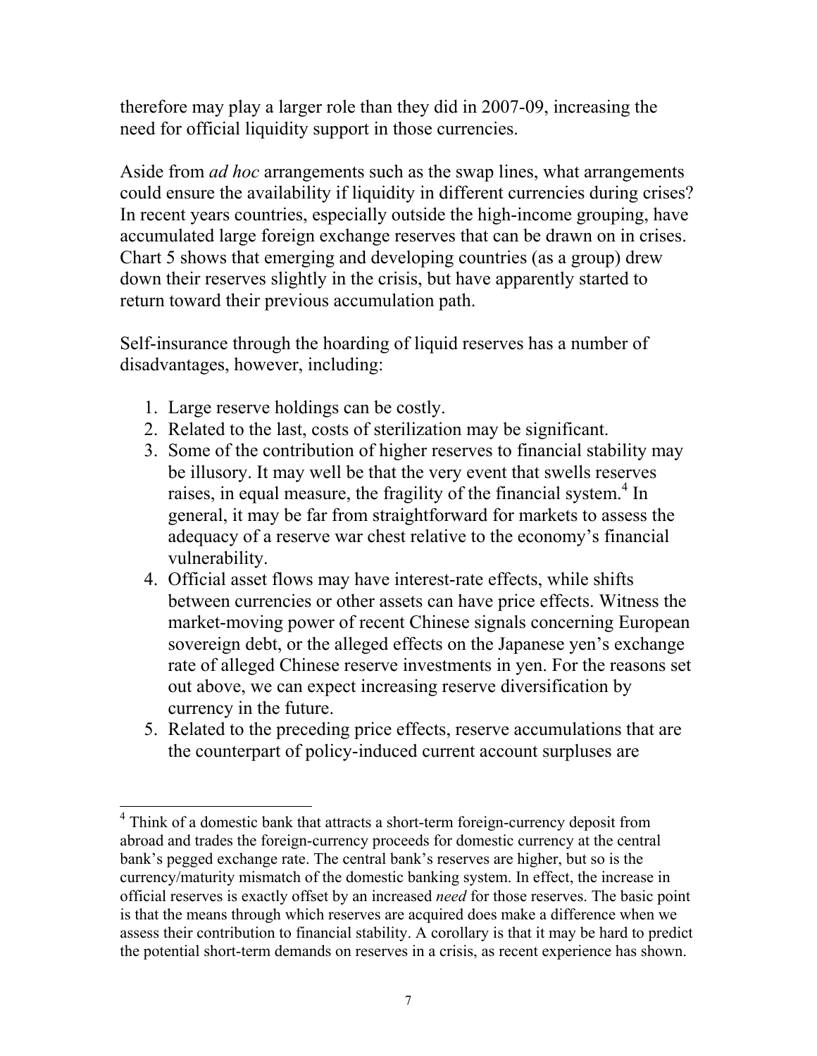therefore may play a larger role than they did in 2007-09, increasing the need for official liquidity support in those currencies.

Aside from *ad hoc* arrangements such as the swap lines, what arrangements could ensure the availability if liquidity in different currencies during crises? In recent years countries, especially outside the high-income grouping, have accumulated large foreign exchange reserves that can be drawn on in crises. Chart 5 shows that emerging and developing countries (as a group) drew down their reserves slightly in the crisis, but have apparently started to return toward their previous accumulation path.

Self-insurance through the hoarding of liquid reserves has a number of disadvantages, however, including:

1. Large reserve holdings can be costly.
2. Related to the last, costs of sterilization may be significant.
3. Some of the contribution of higher reserves to financial stability may be illusory. It may well be that the very event that swells reserves raises, in equal measure, the fragility of the financial system.[4] In general, it may be far from straightforward for markets to assess the adequacy of a reserve war chest relative to the economy's financial vulnerability.
4. Official asset flows may have interest-rate effects, while shifts between currencies or other assets can have price effects. Witness the market-moving power of recent Chinese signals concerning European sovereign debt, or the alleged effects on the Japanese yen's exchange rate of alleged Chinese reserve investments in yen. For the reasons set out above, we can expect increasing reserve diversification by currency in the future.
5. Related to the preceding price effects, reserve accumulations that are the counterpart of policy-induced current account surpluses are

[4] Think of a domestic bank that attracts a short-term foreign-currency deposit from abroad and trades the foreign-currency proceeds for domestic currency at the central bank's pegged exchange rate. The central bank's reserves are higher, but so is the currency/maturity mismatch of the domestic banking system. In effect, the increase in official reserves is exactly offset by an increased *need* for those reserves. The basic point is that the means through which reserves are acquired does make a difference when we assess their contribution to financial stability. A corollary is that it may be hard to predict the potential short-term demands on reserves in a crisis, as recent experience has shown.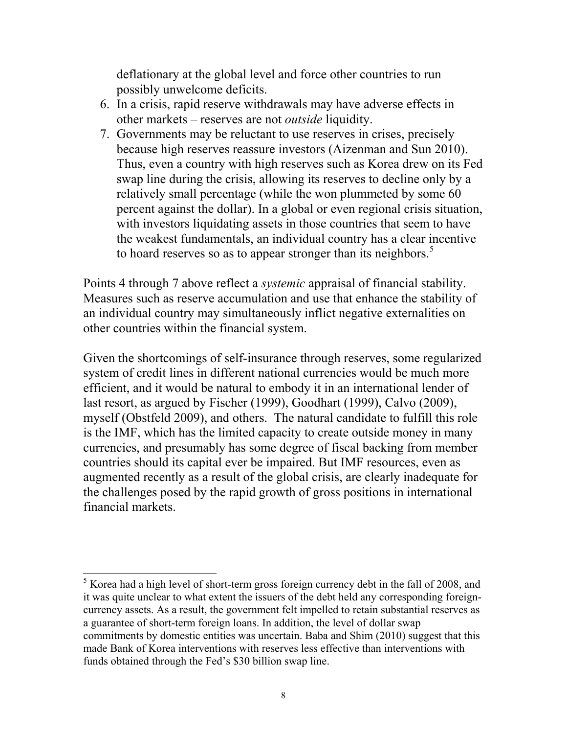deflationary at the global level and force other countries to run possibly unwelcome deficits.

6. In a crisis, rapid reserve withdrawals may have adverse effects in other markets – reserves are not *outside* liquidity.
7. Governments may be reluctant to use reserves in crises, precisely because high reserves reassure investors (Aizenman and Sun 2010). Thus, even a country with high reserves such as Korea drew on its Fed swap line during the crisis, allowing its reserves to decline only by a relatively small percentage (while the won plummeted by some 60 percent against the dollar). In a global or even regional crisis situation, with investors liquidating assets in those countries that seem to have the weakest fundamentals, an individual country has a clear incentive to hoard reserves so as to appear stronger than its neighbors.[5]

Points 4 through 7 above reflect a *systemic* appraisal of financial stability. Measures such as reserve accumulation and use that enhance the stability of an individual country may simultaneously inflict negative externalities on other countries within the financial system.

Given the shortcomings of self-insurance through reserves, some regularized system of credit lines in different national currencies would be much more efficient, and it would be natural to embody it in an international lender of last resort, as argued by Fischer (1999), Goodhart (1999), Calvo (2009), myself (Obstfeld 2009), and others. The natural candidate to fulfill this role is the IMF, which has the limited capacity to create outside money in many currencies, and presumably has some degree of fiscal backing from member countries should its capital ever be impaired. But IMF resources, even as augmented recently as a result of the global crisis, are clearly inadequate for the challenges posed by the rapid growth of gross positions in international financial markets.

[5] Korea had a high level of short-term gross foreign currency debt in the fall of 2008, and it was quite unclear to what extent the issuers of the debt held any corresponding foreign-currency assets. As a result, the government felt impelled to retain substantial reserves as a guarantee of short-term foreign loans. In addition, the level of dollar swap commitments by domestic entities was uncertain. Baba and Shim (2010) suggest that this made Bank of Korea interventions with reserves less effective than interventions with funds obtained through the Fed's $30 billion swap line.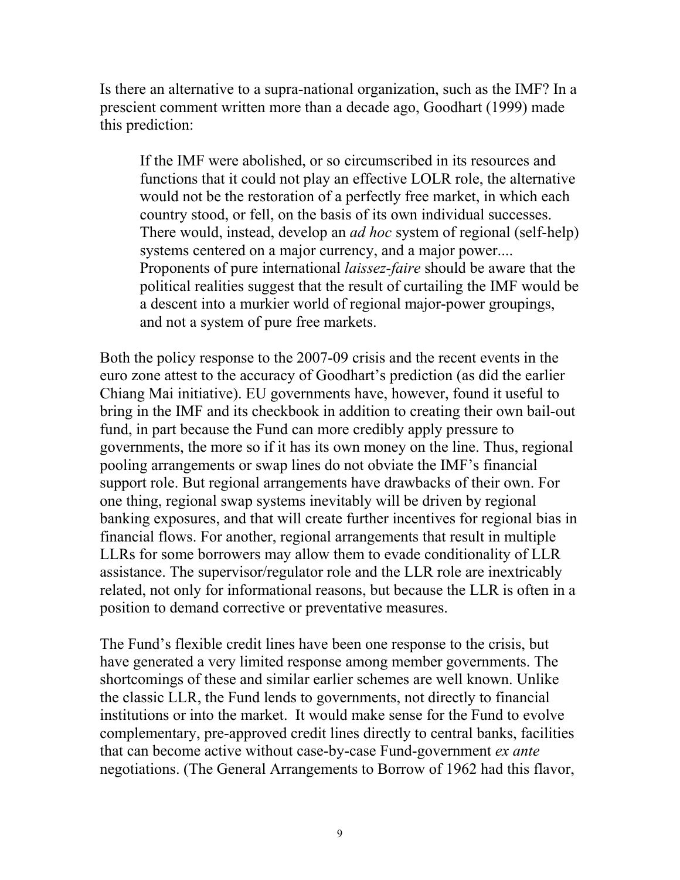Is there an alternative to a supra-national organization, such as the IMF? In a prescient comment written more than a decade ago, Goodhart (1999) made this prediction:

> If the IMF were abolished, or so circumscribed in its resources and functions that it could not play an effective LOLR role, the alternative would not be the restoration of a perfectly free market, in which each country stood, or fell, on the basis of its own individual successes. There would, instead, develop an *ad hoc* system of regional (self-help) systems centered on a major currency, and a major power.... Proponents of pure international *laissez-faire* should be aware that the political realities suggest that the result of curtailing the IMF would be a descent into a murkier world of regional major-power groupings, and not a system of pure free markets.

Both the policy response to the 2007-09 crisis and the recent events in the euro zone attest to the accuracy of Goodhart's prediction (as did the earlier Chiang Mai initiative). EU governments have, however, found it useful to bring in the IMF and its checkbook in addition to creating their own bail-out fund, in part because the Fund can more credibly apply pressure to governments, the more so if it has its own money on the line. Thus, regional pooling arrangements or swap lines do not obviate the IMF's financial support role. But regional arrangements have drawbacks of their own. For one thing, regional swap systems inevitably will be driven by regional banking exposures, and that will create further incentives for regional bias in financial flows. For another, regional arrangements that result in multiple LLRs for some borrowers may allow them to evade conditionality of LLR assistance. The supervisor/regulator role and the LLR role are inextricably related, not only for informational reasons, but because the LLR is often in a position to demand corrective or preventative measures.

The Fund's flexible credit lines have been one response to the crisis, but have generated a very limited response among member governments. The shortcomings of these and similar earlier schemes are well known. Unlike the classic LLR, the Fund lends to governments, not directly to financial institutions or into the market. It would make sense for the Fund to evolve complementary, pre-approved credit lines directly to central banks, facilities that can become active without case-by-case Fund-government *ex ante* negotiations. (The General Arrangements to Borrow of 1962 had this flavor,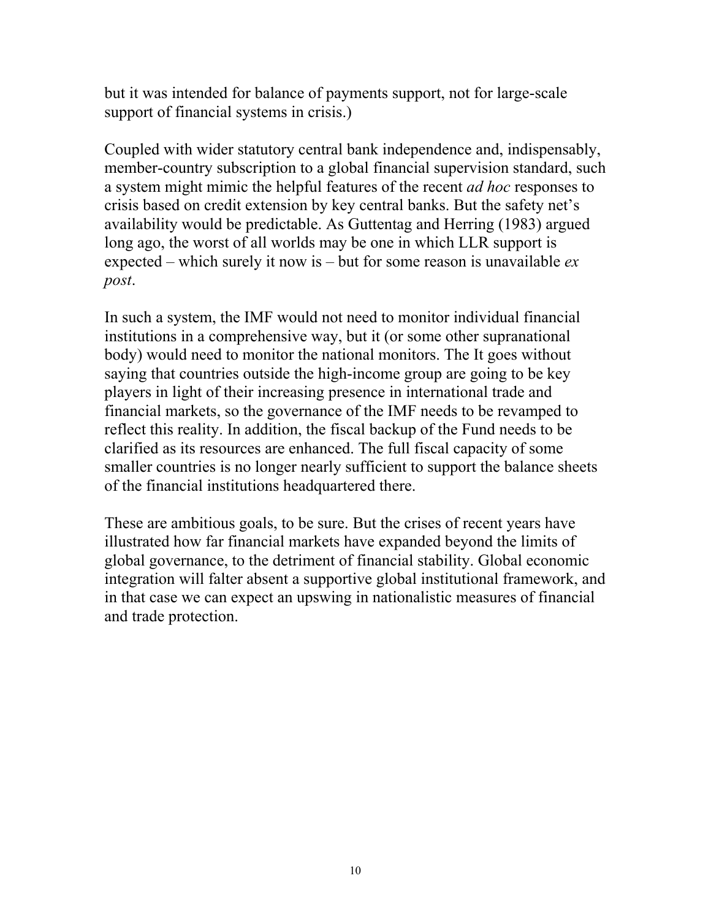but it was intended for balance of payments support, not for large-scale support of financial systems in crisis.)

Coupled with wider statutory central bank independence and, indispensably, member-country subscription to a global financial supervision standard, such a system might mimic the helpful features of the recent *ad hoc* responses to crisis based on credit extension by key central banks. But the safety net's availability would be predictable. As Guttentag and Herring (1983) argued long ago, the worst of all worlds may be one in which LLR support is expected – which surely it now is – but for some reason is unavailable *ex post*.

In such a system, the IMF would not need to monitor individual financial institutions in a comprehensive way, but it (or some other supranational body) would need to monitor the national monitors. The It goes without saying that countries outside the high-income group are going to be key players in light of their increasing presence in international trade and financial markets, so the governance of the IMF needs to be revamped to reflect this reality. In addition, the fiscal backup of the Fund needs to be clarified as its resources are enhanced. The full fiscal capacity of some smaller countries is no longer nearly sufficient to support the balance sheets of the financial institutions headquartered there.

These are ambitious goals, to be sure. But the crises of recent years have illustrated how far financial markets have expanded beyond the limits of global governance, to the detriment of financial stability. Global economic integration will falter absent a supportive global institutional framework, and in that case we can expect an upswing in nationalistic measures of financial and trade protection.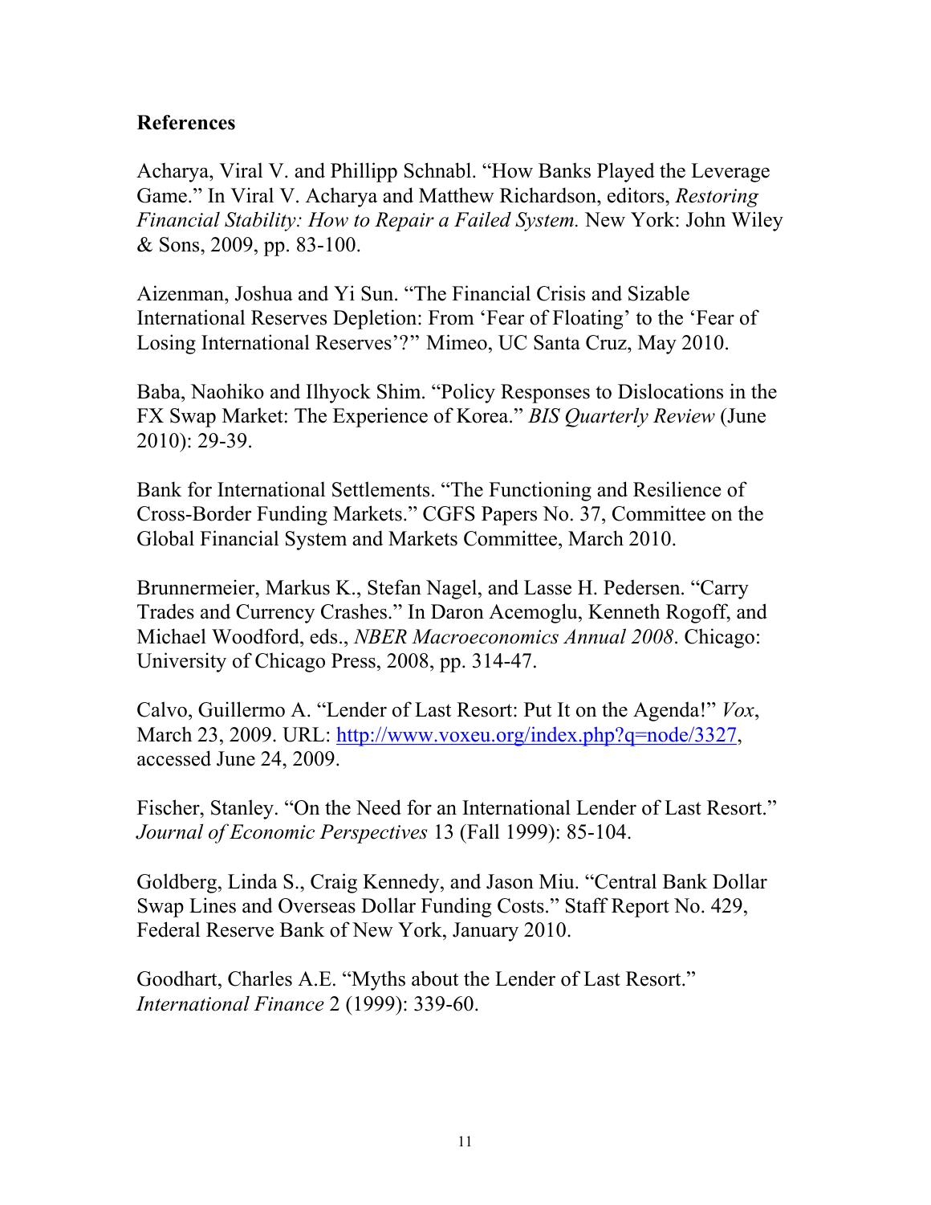## References

Acharya, Viral V. and Phillipp Schnabl. "How Banks Played the Leverage Game." In Viral V. Acharya and Matthew Richardson, editors, *Restoring Financial Stability: How to Repair a Failed System.* New York: John Wiley & Sons, 2009, pp. 83-100.

Aizenman, Joshua and Yi Sun. "The Financial Crisis and Sizable International Reserves Depletion: From 'Fear of Floating' to the 'Fear of Losing International Reserves'?" Mimeo, UC Santa Cruz, May 2010.

Baba, Naohiko and Ilhyock Shim. "Policy Responses to Dislocations in the FX Swap Market: The Experience of Korea." *BIS Quarterly Review* (June 2010): 29-39.

Bank for International Settlements. "The Functioning and Resilience of Cross-Border Funding Markets." CGFS Papers No. 37, Committee on the Global Financial System and Markets Committee, March 2010.

Brunnermeier, Markus K., Stefan Nagel, and Lasse H. Pedersen. "Carry Trades and Currency Crashes." In Daron Acemoglu, Kenneth Rogoff, and Michael Woodford, eds., *NBER Macroeconomics Annual 2008*. Chicago: University of Chicago Press, 2008, pp. 314-47.

Calvo, Guillermo A. "Lender of Last Resort: Put It on the Agenda!" *Vox*, March 23, 2009. URL: http://www.voxeu.org/index.php?q=node/3327, accessed June 24, 2009.

Fischer, Stanley. "On the Need for an International Lender of Last Resort." *Journal of Economic Perspectives* 13 (Fall 1999): 85-104.

Goldberg, Linda S., Craig Kennedy, and Jason Miu. "Central Bank Dollar Swap Lines and Overseas Dollar Funding Costs." Staff Report No. 429, Federal Reserve Bank of New York, January 2010.

Goodhart, Charles A.E. "Myths about the Lender of Last Resort." *International Finance* 2 (1999): 339-60.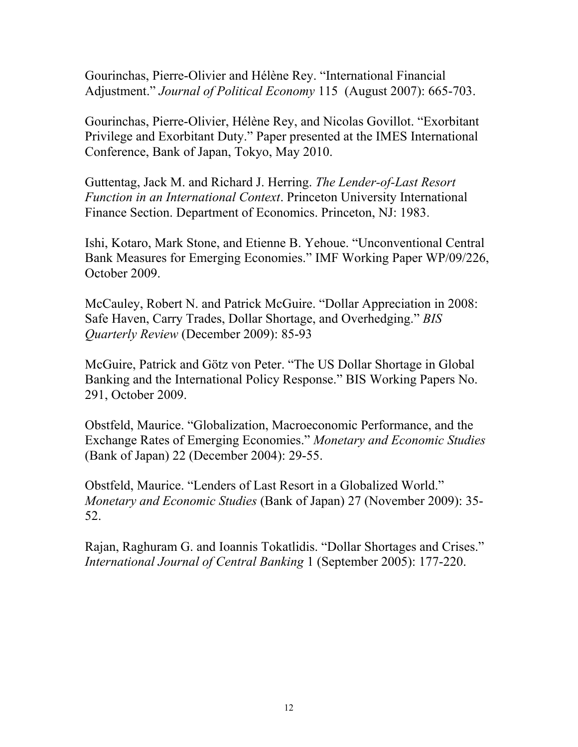Gourinchas, Pierre-Olivier and Hélène Rey. "International Financial Adjustment." *Journal of Political Economy* 115 (August 2007): 665-703.

Gourinchas, Pierre-Olivier, Hélène Rey, and Nicolas Govillot. "Exorbitant Privilege and Exorbitant Duty." Paper presented at the IMES International Conference, Bank of Japan, Tokyo, May 2010.

Guttentag, Jack M. and Richard J. Herring. *The Lender-of-Last Resort Function in an International Context*. Princeton University International Finance Section. Department of Economics. Princeton, NJ: 1983.

Ishi, Kotaro, Mark Stone, and Etienne B. Yehoue. "Unconventional Central Bank Measures for Emerging Economies." IMF Working Paper WP/09/226, October 2009.

McCauley, Robert N. and Patrick McGuire. "Dollar Appreciation in 2008: Safe Haven, Carry Trades, Dollar Shortage, and Overhedging." *BIS Quarterly Review* (December 2009): 85-93

McGuire, Patrick and Götz von Peter. "The US Dollar Shortage in Global Banking and the International Policy Response." BIS Working Papers No. 291, October 2009.

Obstfeld, Maurice. "Globalization, Macroeconomic Performance, and the Exchange Rates of Emerging Economies." *Monetary and Economic Studies* (Bank of Japan) 22 (December 2004): 29-55.

Obstfeld, Maurice. "Lenders of Last Resort in a Globalized World." *Monetary and Economic Studies* (Bank of Japan) 27 (November 2009): 35-52.

Rajan, Raghuram G. and Ioannis Tokatlidis. "Dollar Shortages and Crises." *International Journal of Central Banking* 1 (September 2005): 177-220.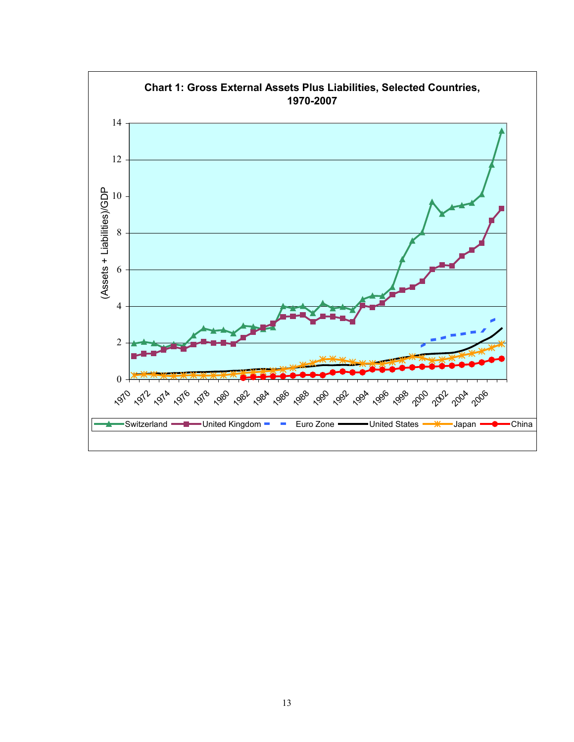**Chart 1: Gross External Assets Plus Liabilities, Selected Countries, 1970-2007**

(Assets + Liabilities)/GDP

Switzerland, United Kingdom, Euro Zone, United States, Japan, China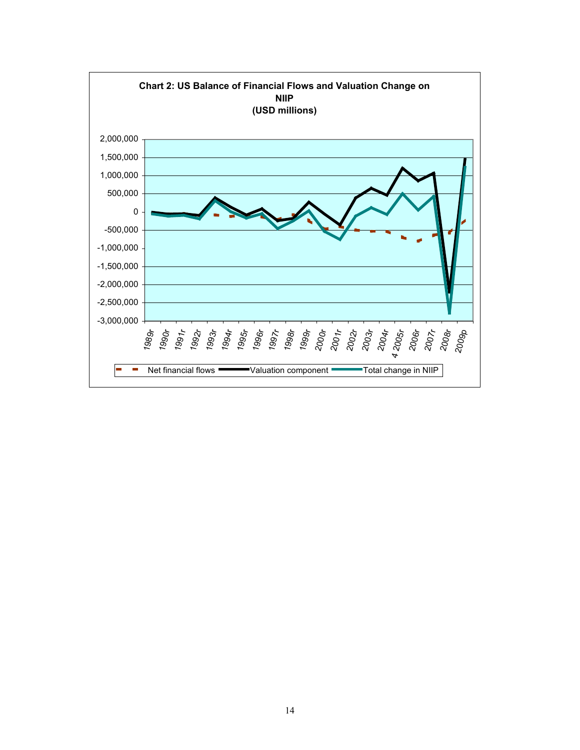**Chart 2: US Balance of Financial Flows and Valuation Change on NIIP**
**(USD millions)**

Y-axis: 2,000,000; 1,500,000; 1,000,000; 500,000; 0; -500,000; -1,000,000; -1,500,000; -2,000,000; -2,500,000; -3,000,000

X-axis: 1989r, 1990r, 1991r, 1992r, 1993r, 1994r, 1995r, 1996r, 1997r, 1998r, 1999r, 2000r, 2001r, 2002r, 2003r, 2004r, 4 2005r, 2006r, 2007r, 2008r, 2009p

Legend: Net financial flows; Valuation component; Total change in NIIP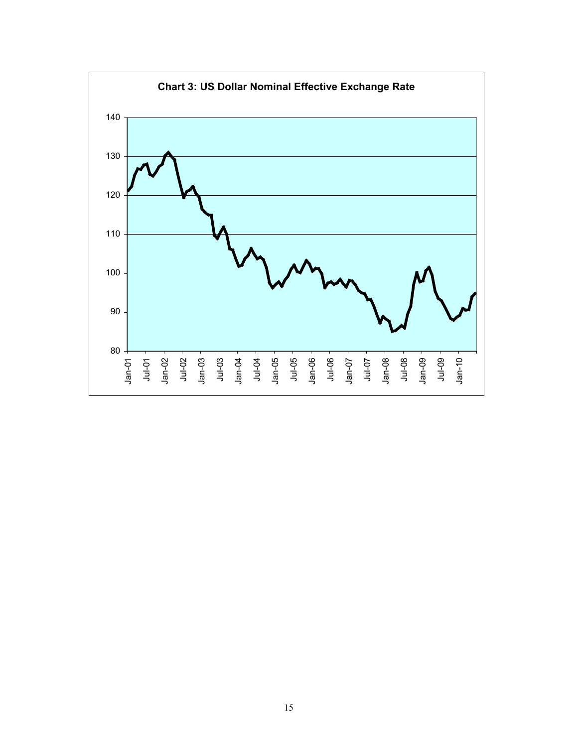**Chart 3: US Dollar Nominal Effective Exchange Rate**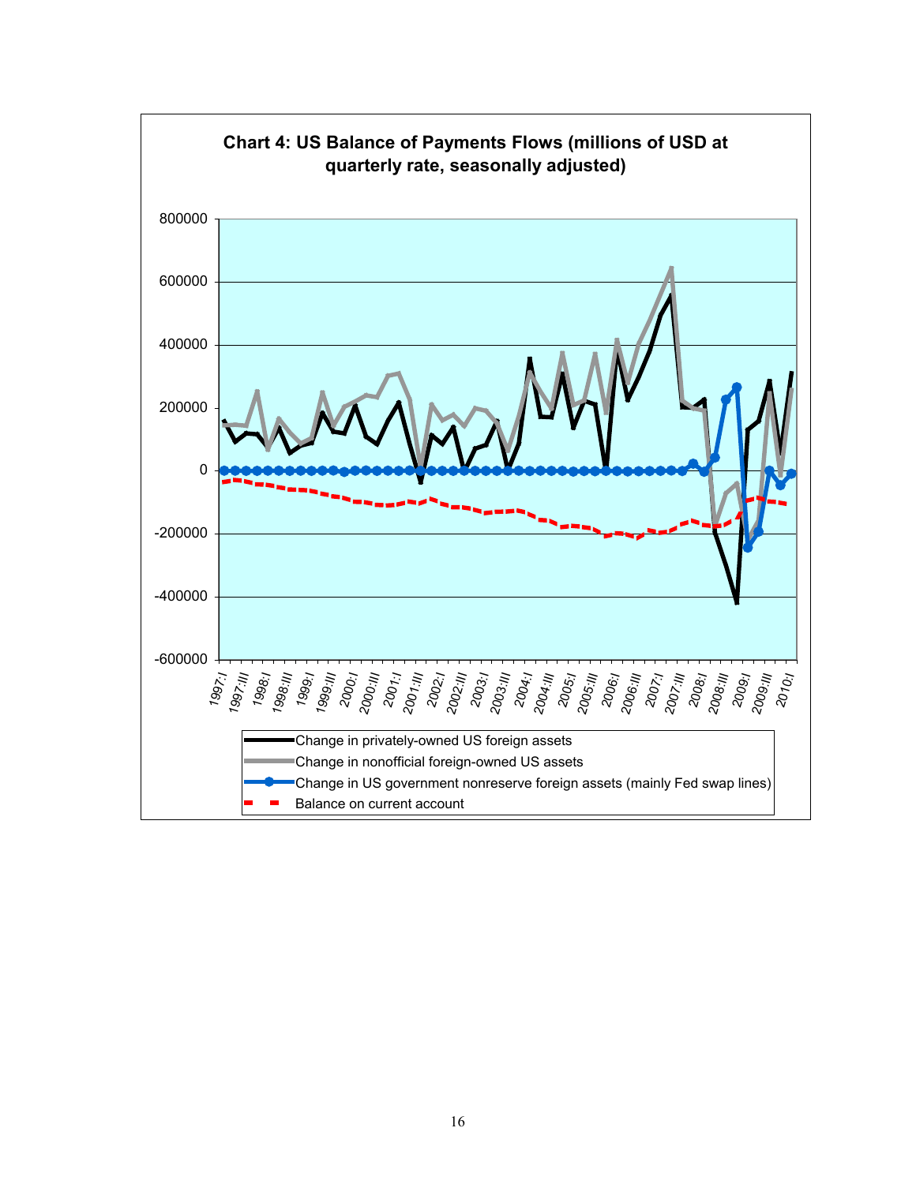**Chart 4: US Balance of Payments Flows (millions of USD at quarterly rate, seasonally adjusted)**

800000

600000

400000

200000

0

-200000

-400000

-600000

1997:I 1997:III 1998:I 1998:III 1999:I 1999:III 2000:I 2000:III 2001:I 2001:III 2002:I 2002:III 2003:I 2003:III 2004:I 2004:III 2005:I 2005:III 2006:I 2006:III 2007:I 2007:III 2008:I 2008:III 2009:I 2009:III 2010:I

- Change in privately-owned US foreign assets
- Change in nonofficial foreign-owned US assets
- Change in US government nonreserve foreign assets (mainly Fed swap lines)
- Balance on current account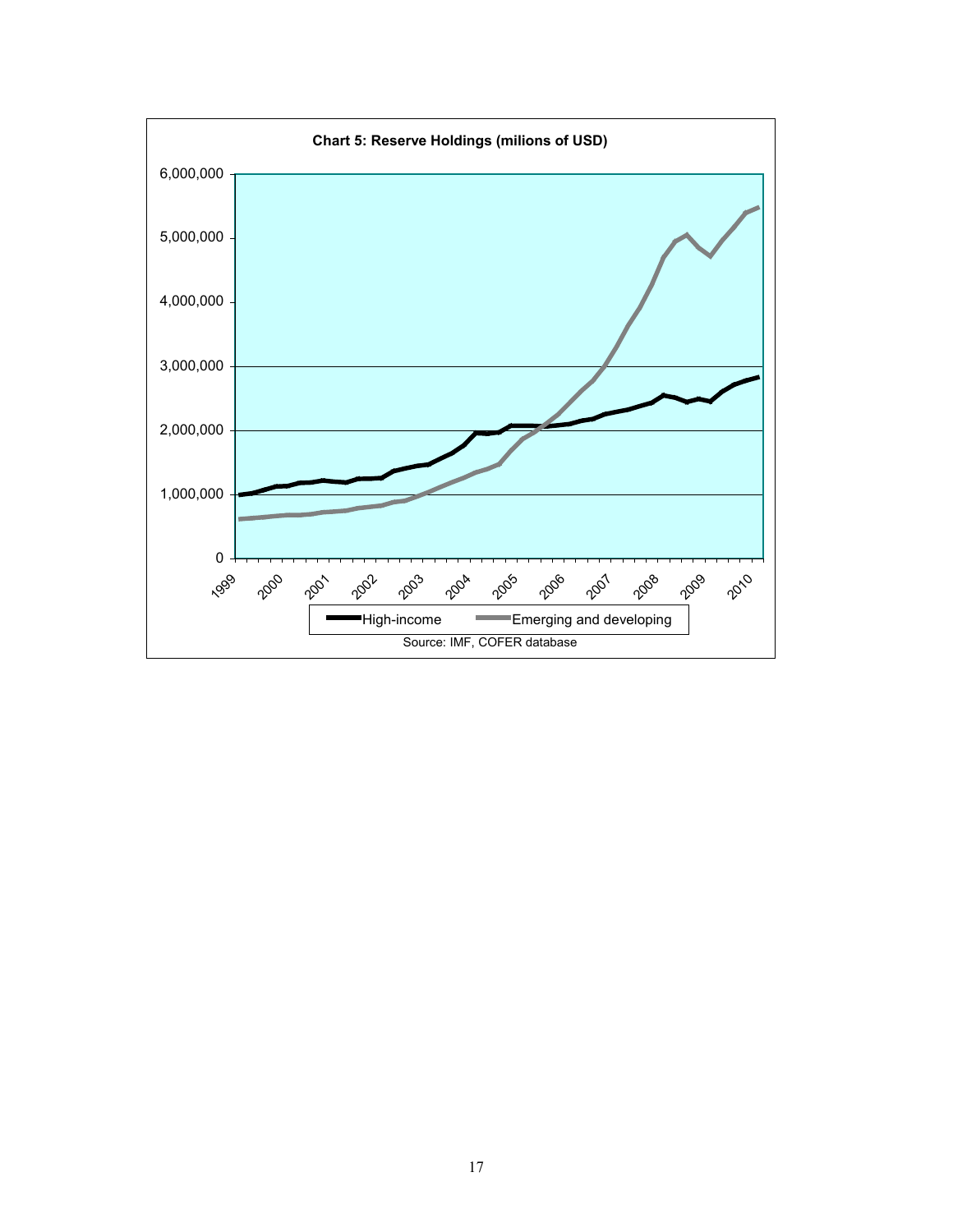**Chart 5: Reserve Holdings (milions of USD)**

6,000,000
5,000,000
4,000,000
3,000,000
2,000,000
1,000,000
0

1999
2000
2001
2002
2003
2004
2005
2006
2007
2008
2009
2010

High-income
Emerging and developing

Source: IMF, COFER database